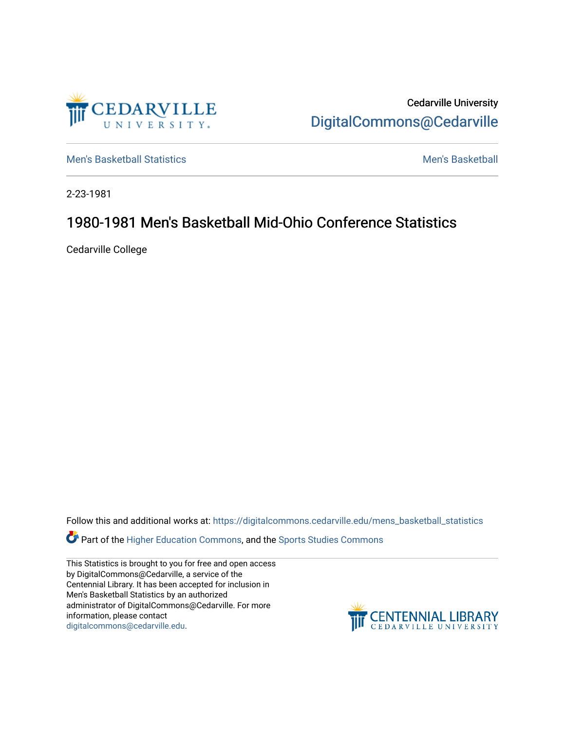Cedarville University
DigitalCommons@Cedarville

Men's Basketball Statistics | Men's Basketball

2-23-1981

# 1980-1981 Men's Basketball Mid-Ohio Conference Statistics

Cedarville College

Follow this and additional works at: https://digitalcommons.cedarville.edu/mens_basketball_statistics

Part of the Higher Education Commons, and the Sports Studies Commons

This Statistics is brought to you for free and open access by DigitalCommons@Cedarville, a service of the Centennial Library. It has been accepted for inclusion in Men's Basketball Statistics by an authorized administrator of DigitalCommons@Cedarville. For more information, please contact digitalcommons@cedarville.edu.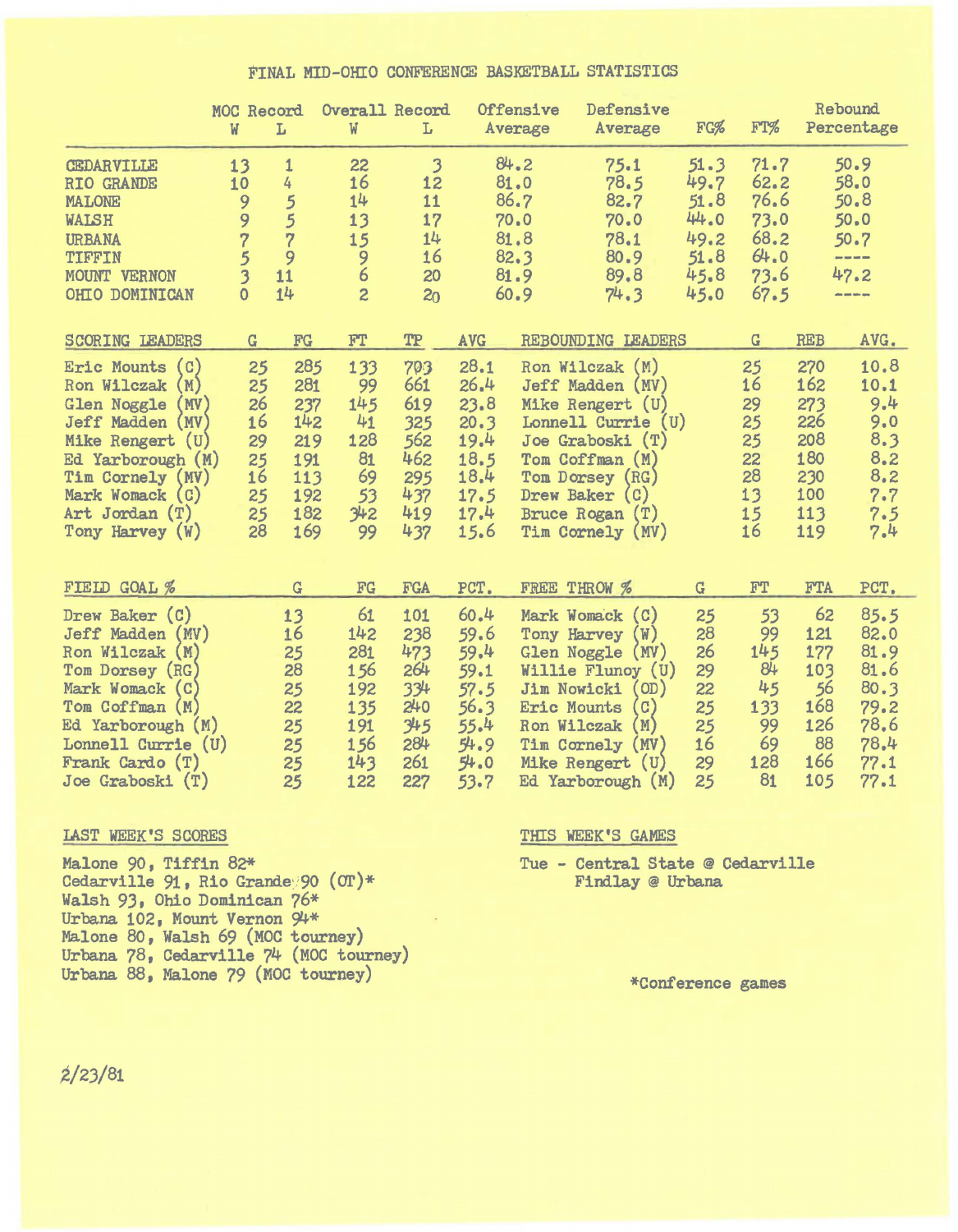# FINAL MID-OHIO CONFERENCE BASKETBALL STATISTICS

| | MOC Record | | Overall Record | | Offensive Average | Defensive Average | FG% | FT% | Rebound Percentage |
|---|---|---|---|---|---|---|---|---|---|
| | W | L | W | L | | | | | |
| CEDARVILLE | 13 | 1 | 22 | 3 | 84.2 | 75.1 | 51.3 | 71.7 | 50.9 |
| RIO GRANDE | 10 | 4 | 16 | 12 | 81.0 | 78.5 | 49.7 | 62.2 | 58.0 |
| MALONE | 9 | 5 | 14 | 11 | 86.7 | 82.7 | 51.8 | 76.6 | 50.8 |
| WALSH | 9 | 5 | 13 | 17 | 70.0 | 70.0 | 44.0 | 73.0 | 50.0 |
| URBANA | 7 | 7 | 15 | 14 | 81.8 | 78.1 | 49.2 | 68.2 | 50.7 |
| TIFFIN | 5 | 9 | 9 | 16 | 82.3 | 80.9 | 51.8 | 64.0 | ---- |
| MOUNT VERNON | 3 | 11 | 6 | 20 | 81.9 | 89.8 | 45.8 | 73.6 | 47.2 |
| OHIO DOMINICAN | 0 | 14 | 2 | 20 | 60.9 | 74.3 | 45.0 | 67.5 | ---- |

| SCORING LEADERS | G | FG | FT | TP | AVG |
|---|---|---|---|---|---|
| Eric Mounts (C) | 25 | 285 | 133 | 703 | 28.1 |
| Ron Wilczak (M) | 25 | 281 | 99 | 661 | 26.4 |
| Glen Noggle (MV) | 26 | 237 | 145 | 619 | 23.8 |
| Jeff Madden (MV) | 16 | 142 | 41 | 325 | 20.3 |
| Mike Rengert (U) | 29 | 219 | 128 | 562 | 19.4 |
| Ed Yarborough (M) | 25 | 191 | 81 | 462 | 18.5 |
| Tim Cornely (MV) | 16 | 113 | 69 | 295 | 18.4 |
| Mark Womack (C) | 25 | 192 | 53 | 437 | 17.5 |
| Art Jordan (T) | 25 | 182 | 342 | 419 | 17.4 |
| Tony Harvey (W) | 28 | 169 | 99 | 437 | 15.6 |

| REBOUNDING LEADERS | G | REB | AVG. |
|---|---|---|---|
| Ron Wilczak (M) | 25 | 270 | 10.8 |
| Jeff Madden (MV) | 16 | 162 | 10.1 |
| Mike Rengert (U) | 29 | 273 | 9.4 |
| Lonnell Currie (U) | 25 | 226 | 9.0 |
| Joe Graboski (T) | 25 | 208 | 8.3 |
| Tom Coffman (M) | 22 | 180 | 8.2 |
| Tom Dorsey (RG) | 28 | 230 | 8.2 |
| Drew Baker (C) | 13 | 100 | 7.7 |
| Bruce Rogan (T) | 15 | 113 | 7.5 |
| Tim Cornely (MV) | 16 | 119 | 7.4 |

| FIELD GOAL % | G | FG | FGA | PCT. |
|---|---|---|---|---|
| Drew Baker (C) | 13 | 61 | 101 | 60.4 |
| Jeff Madden (MV) | 16 | 142 | 238 | 59.6 |
| Ron Wilczak (M) | 25 | 281 | 473 | 59.4 |
| Tom Dorsey (RG) | 28 | 156 | 264 | 59.1 |
| Mark Womack (C) | 25 | 192 | 334 | 57.5 |
| Tom Coffman (M) | 22 | 135 | 240 | 56.3 |
| Ed Yarborough (M) | 25 | 191 | 345 | 55.4 |
| Lonnell Currie (U) | 25 | 156 | 284 | 54.9 |
| Frank Cardo (T) | 25 | 143 | 261 | 54.0 |
| Joe Graboski (T) | 25 | 122 | 227 | 53.7 |

| FREE THROW % | G | FT | FTA | PCT. |
|---|---|---|---|---|
| Mark Womack (C) | 25 | 53 | 62 | 85.5 |
| Tony Harvey (W) | 28 | 99 | 121 | 82.0 |
| Glen Noggle (MV) | 26 | 145 | 177 | 81.9 |
| Willie Fluney (U) | 29 | 84 | 103 | 81.6 |
| Jim Nowicki (OD) | 22 | 45 | 56 | 80.3 |
| Eric Mounts (C) | 25 | 133 | 168 | 79.2 |
| Ron Wilczak (M) | 25 | 99 | 126 | 78.6 |
| Tim Cornely (MV) | 16 | 69 | 88 | 78.4 |
| Mike Rengert (U) | 29 | 128 | 166 | 77.1 |
| Ed Yarborough (M) | 25 | 81 | 105 | 77.1 |

## LAST WEEK'S SCORES

Malone 90, Tiffin 82*
Cedarville 91, Rio Grande 90 (OT)*
Walsh 93, Ohio Dominican 76*
Urbana 102, Mount Vernon 94*
Malone 80, Walsh 69 (MOC tourney)
Urbana 78, Cedarville 74 (MOC tourney)
Urbana 88, Malone 79 (MOC tourney)

## THIS WEEK'S GAMES

Tue - Central State @ Cedarville
Findlay @ Urbana

*Conference games

2/23/81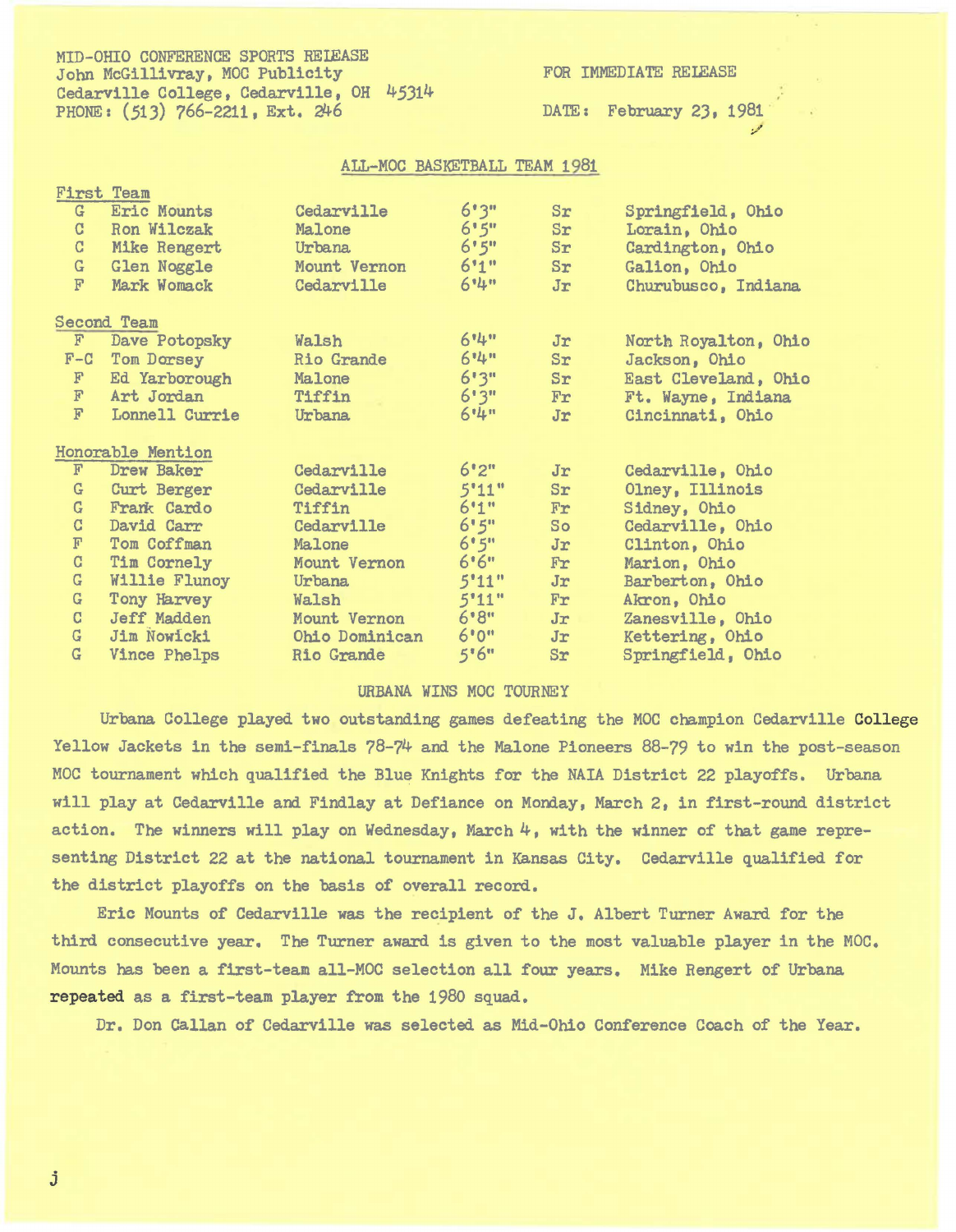MID-OHIO CONFERENCE SPORTS RELEASE
John McGillivray, MOC Publicity
Cedarville College, Cedarville, OH 45314
PHONE: (513) 766-2211, Ext. 246

FOR IMMEDIATE RELEASE

DATE: February 23, 1981

## ALL-MOC BASKETBALL TEAM 1981

**First Team**

| | | | | | |
|---|---|---|---|---|---|
| G | Eric Mounts | Cedarville | 6'3" | Sr | Springfield, Ohio |
| C | Ron Wilczak | Malone | 6'5" | Sr | Lorain, Ohio |
| C | Mike Rengert | Urbana | 6'5" | Sr | Cardington, Ohio |
| G | Glen Noggle | Mount Vernon | 6'1" | Sr | Galion, Ohio |
| F | Mark Womack | Cedarville | 6'4" | Jr | Churubusco, Indiana |

**Second Team**

| | | | | | |
|---|---|---|---|---|---|
| F | Dave Potopsky | Walsh | 6'4" | Jr | North Royalton, Ohio |
| F-C | Tom Dorsey | Rio Grande | 6'4" | Sr | Jackson, Ohio |
| F | Ed Yarborough | Malone | 6'3" | Sr | East Cleveland, Ohio |
| F | Art Jordan | Tiffin | 6'3" | Fr | Ft. Wayne, Indiana |
| F | Lonnell Currie | Urbana | 6'4" | Jr | Cincinnati, Ohio |

**Honorable Mention**

| | | | | | |
|---|---|---|---|---|---|
| F | Drew Baker | Cedarville | 6'2" | Jr | Cedarville, Ohio |
| G | Curt Berger | Cedarville | 5'11" | Sr | Olney, Illinois |
| G | Frank Cardo | Tiffin | 6'1" | Fr | Sidney, Ohio |
| C | David Carr | Cedarville | 6'5" | So | Cedarville, Ohio |
| F | Tom Coffman | Malone | 6'5" | Jr | Clinton, Ohio |
| C | Tim Cornely | Mount Vernon | 6'6" | Fr | Marion, Ohio |
| G | Willie Flunoy | Urbana | 5'11" | Jr | Barberton, Ohio |
| G | Tony Harvey | Walsh | 5'11" | Fr | Akron, Ohio |
| C | Jeff Madden | Mount Vernon | 6'8" | Jr | Zanesville, Ohio |
| G | Jim Nowicki | Ohio Dominican | 6'0" | Jr | Kettering, Ohio |
| G | Vince Phelps | Rio Grande | 5'6" | Sr | Springfield, Ohio |

## URBANA WINS MOC TOURNEY

Urbana College played two outstanding games defeating the MOC champion Cedarville College Yellow Jackets in the semi-finals 78-74 and the Malone Pioneers 88-79 to win the post-season MOC tournament which qualified the Blue Knights for the NAIA District 22 playoffs. Urbana will play at Cedarville and Findlay at Defiance on Monday, March 2, in first-round district action. The winners will play on Wednesday, March 4, with the winner of that game representing District 22 at the national tournament in Kansas City. Cedarville qualified for the district playoffs on the basis of overall record.

Eric Mounts of Cedarville was the recipient of the J. Albert Turner Award for the third consecutive year. The Turner award is given to the most valuable player in the MOC. Mounts has been a first-team all-MOC selection all four years. Mike Rengert of Urbana repeated as a first-team player from the 1980 squad.

Dr. Don Callan of Cedarville was selected as Mid-Ohio Conference Coach of the Year.

j